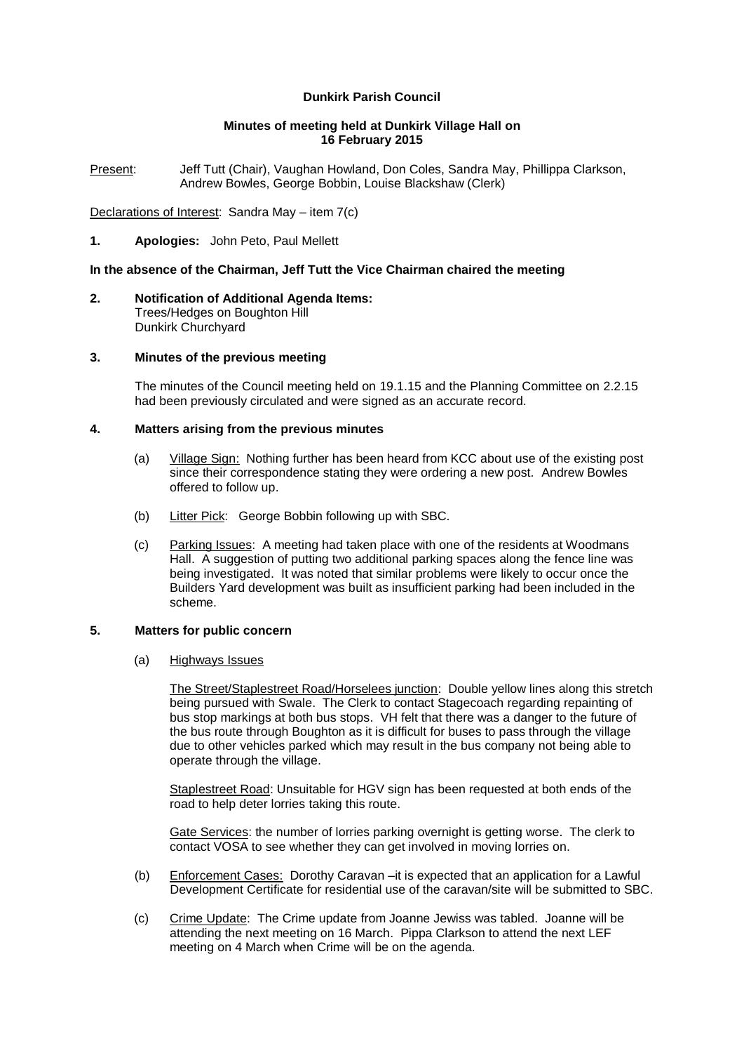**Dunkirk Parish Council**

**Minutes of meeting held at Dunkirk Village Hall on 16 February 2015**

Present: Jeff Tutt (Chair), Vaughan Howland, Don Coles, Sandra May, Phillippa Clarkson, Andrew Bowles, George Bobbin, Louise Blackshaw (Clerk)

Declarations of Interest: Sandra May – item 7(c)

**1. Apologies:** John Peto, Paul Mellett

**In the absence of the Chairman, Jeff Tutt the Vice Chairman chaired the meeting**

**2. Notification of Additional Agenda Items:**
Trees/Hedges on Boughton Hill
Dunkirk Churchyard

**3. Minutes of the previous meeting**

The minutes of the Council meeting held on 19.1.15 and the Planning Committee on 2.2.15 had been previously circulated and were signed as an accurate record.

**4. Matters arising from the previous minutes**

(a) Village Sign: Nothing further has been heard from KCC about use of the existing post since their correspondence stating they were ordering a new post. Andrew Bowles offered to follow up.

(b) Litter Pick: George Bobbin following up with SBC.

(c) Parking Issues: A meeting had taken place with one of the residents at Woodmans Hall. A suggestion of putting two additional parking spaces along the fence line was being investigated. It was noted that similar problems were likely to occur once the Builders Yard development was built as insufficient parking had been included in the scheme.

**5. Matters for public concern**

(a) Highways Issues

The Street/Staplestreet Road/Horselees junction: Double yellow lines along this stretch being pursued with Swale. The Clerk to contact Stagecoach regarding repainting of bus stop markings at both bus stops. VH felt that there was a danger to the future of the bus route through Boughton as it is difficult for buses to pass through the village due to other vehicles parked which may result in the bus company not being able to operate through the village.

Staplestreet Road: Unsuitable for HGV sign has been requested at both ends of the road to help deter lorries taking this route.

Gate Services: the number of lorries parking overnight is getting worse. The clerk to contact VOSA to see whether they can get involved in moving lorries on.

(b) Enforcement Cases: Dorothy Caravan –it is expected that an application for a Lawful Development Certificate for residential use of the caravan/site will be submitted to SBC.

(c) Crime Update: The Crime update from Joanne Jewiss was tabled. Joanne will be attending the next meeting on 16 March. Pippa Clarkson to attend the next LEF meeting on 4 March when Crime will be on the agenda.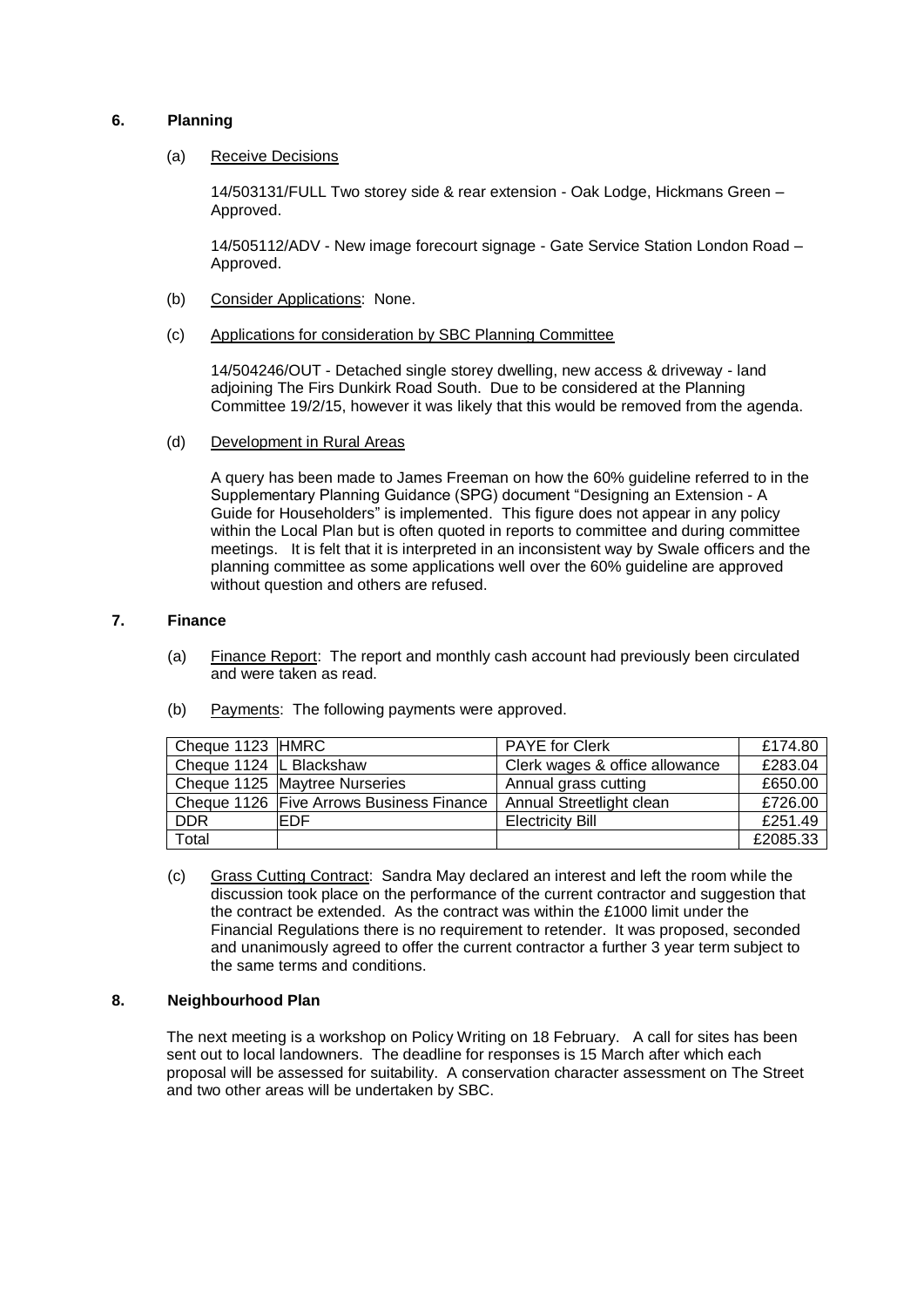## 6. Planning

(a) Receive Decisions

14/503131/FULL Two storey side & rear extension - Oak Lodge, Hickmans Green – Approved.

14/505112/ADV - New image forecourt signage - Gate Service Station London Road – Approved.

(b) Consider Applications: None.

(c) Applications for consideration by SBC Planning Committee

14/504246/OUT - Detached single storey dwelling, new access & driveway - land adjoining The Firs Dunkirk Road South. Due to be considered at the Planning Committee 19/2/15, however it was likely that this would be removed from the agenda.

(d) Development in Rural Areas

A query has been made to James Freeman on how the 60% guideline referred to in the Supplementary Planning Guidance (SPG) document "Designing an Extension - A Guide for Householders" is implemented. This figure does not appear in any policy within the Local Plan but is often quoted in reports to committee and during committee meetings. It is felt that it is interpreted in an inconsistent way by Swale officers and the planning committee as some applications well over the 60% guideline are approved without question and others are refused.

## 7. Finance

(a) Finance Report: The report and monthly cash account had previously been circulated and were taken as read.

(b) Payments: The following payments were approved.

| | | | |
|---|---|---|---|
| Cheque 1123 | HMRC | PAYE for Clerk | £174.80 |
| Cheque 1124 | L Blackshaw | Clerk wages & office allowance | £283.04 |
| Cheque 1125 | Maytree Nurseries | Annual grass cutting | £650.00 |
| Cheque 1126 | Five Arrows Business Finance | Annual Streetlight clean | £726.00 |
| DDR | EDF | Electricity Bill | £251.49 |
| Total | | | £2085.33 |

(c) Grass Cutting Contract: Sandra May declared an interest and left the room while the discussion took place on the performance of the current contractor and suggestion that the contract be extended. As the contract was within the £1000 limit under the Financial Regulations there is no requirement to retender. It was proposed, seconded and unanimously agreed to offer the current contractor a further 3 year term subject to the same terms and conditions.

## 8. Neighbourhood Plan

The next meeting is a workshop on Policy Writing on 18 February. A call for sites has been sent out to local landowners. The deadline for responses is 15 March after which each proposal will be assessed for suitability. A conservation character assessment on The Street and two other areas will be undertaken by SBC.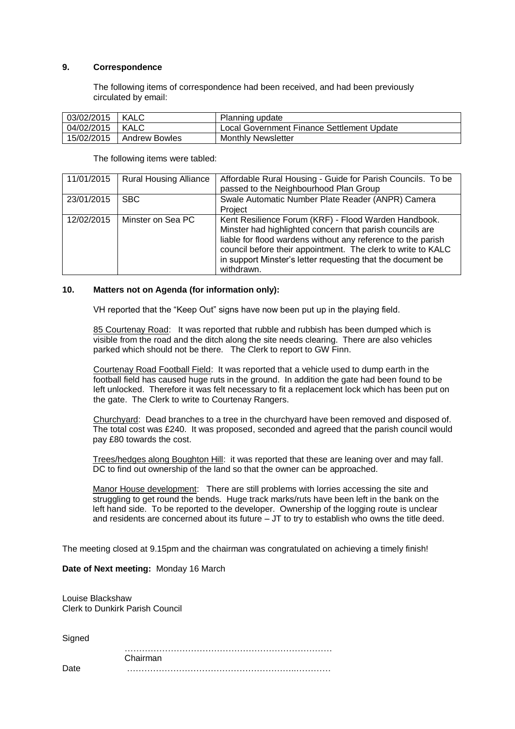## 9. Correspondence

The following items of correspondence had been received, and had been previously circulated by email:

| | | |
|---|---|---|
| 03/02/2015 | KALC | Planning update |
| 04/02/2015 | KALC | Local Government Finance Settlement Update |
| 15/02/2015 | Andrew Bowles | Monthly Newsletter |

The following items were tabled:

| | | |
|---|---|---|
| 11/01/2015 | Rural Housing Alliance | Affordable Rural Housing - Guide for Parish Councils. To be passed to the Neighbourhood Plan Group |
| 23/01/2015 | SBC | Swale Automatic Number Plate Reader (ANPR) Camera Project |
| 12/02/2015 | Minster on Sea PC | Kent Resilience Forum (KRF) - Flood Warden Handbook. Minster had highlighted concern that parish councils are liable for flood wardens without any reference to the parish council before their appointment. The clerk to write to KALC in support Minster's letter requesting that the document be withdrawn. |

## 10. Matters not on Agenda (for information only):

VH reported that the "Keep Out" signs have now been put up in the playing field.

85 Courtenay Road: It was reported that rubble and rubbish has been dumped which is visible from the road and the ditch along the site needs clearing. There are also vehicles parked which should not be there. The Clerk to report to GW Finn.

Courtenay Road Football Field: It was reported that a vehicle used to dump earth in the football field has caused huge ruts in the ground. In addition the gate had been found to be left unlocked. Therefore it was felt necessary to fit a replacement lock which has been put on the gate. The Clerk to write to Courtenay Rangers.

Churchyard: Dead branches to a tree in the churchyard have been removed and disposed of. The total cost was £240. It was proposed, seconded and agreed that the parish council would pay £80 towards the cost.

Trees/hedges along Boughton Hill: it was reported that these are leaning over and may fall. DC to find out ownership of the land so that the owner can be approached.

Manor House development: There are still problems with lorries accessing the site and struggling to get round the bends. Huge track marks/ruts have been left in the bank on the left hand side. To be reported to the developer. Ownership of the logging route is unclear and residents are concerned about its future – JT to try to establish who owns the title deed.

The meeting closed at 9.15pm and the chairman was congratulated on achieving a timely finish!

**Date of Next meeting:** Monday 16 March

Louise Blackshaw
Clerk to Dunkirk Parish Council

Signed ……………………………………………………………
Chairman

Date ……………………………………………………………